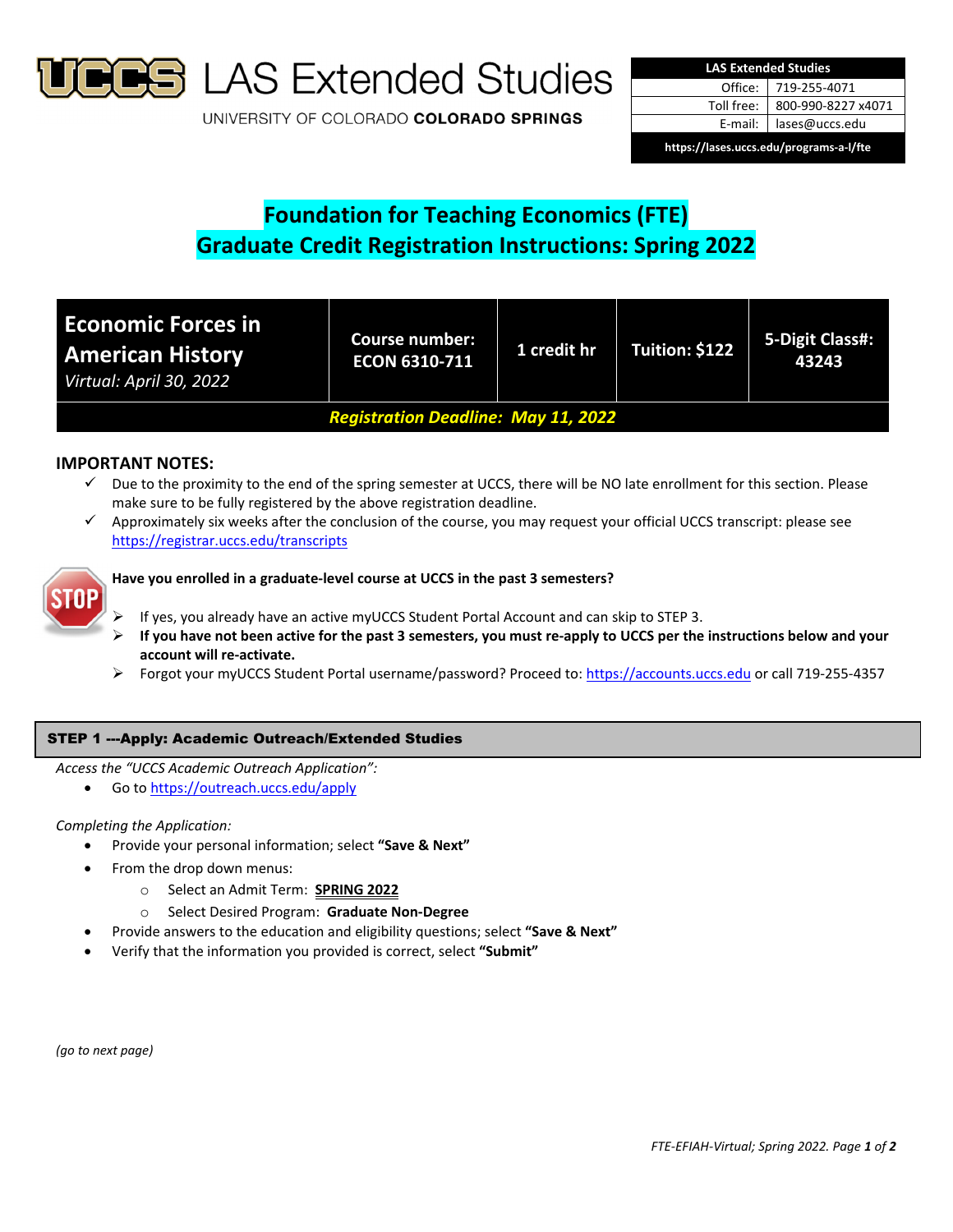# LAS Extended Studies

UNIVERSITY OF COLORADO **COLORADO SPRINGS**

| LAS Extended Studies | |
|---|---|
| Office: | 719-255-4071 |
| Toll free: | 800-990-8227 x4071 |
| E-mail: | lases@uccs.edu |
| https://lases.uccs.edu/programs-a-l/fte | |

## Foundation for Teaching Economics (FTE)
## Graduate Credit Registration Instructions: Spring 2022

| **Economic Forces in American History** *Virtual: April 30, 2022* | **Course number: ECON 6310-711** | **1 credit hr** | **Tuition: $122** | **5-Digit Class#: 43243** |
|---|---|---|---|---|
| ***Registration Deadline: May 11, 2022*** | | | | |

### IMPORTANT NOTES:

- ✓ Due to the proximity to the end of the spring semester at UCCS, there will be NO late enrollment for this section. Please make sure to be fully registered by the above registration deadline.
- ✓ Approximately six weeks after the conclusion of the course, you may request your official UCCS transcript: please see https://registrar.uccs.edu/transcripts

**Have you enrolled in a graduate-level course at UCCS in the past 3 semesters?**

- ➢ If yes, you already have an active myUCCS Student Portal Account and can skip to STEP 3.
- ➢ **If you have not been active for the past 3 semesters, you must re-apply to UCCS per the instructions below and your account will re-activate.**
- ➢ Forgot your myUCCS Student Portal username/password? Proceed to: https://accounts.uccs.edu or call 719-255-4357

### STEP 1 ---Apply: Academic Outreach/Extended Studies

*Access the "UCCS Academic Outreach Application":*

- Go to https://outreach.uccs.edu/apply

*Completing the Application:*

- Provide your personal information; select **"Save & Next"**
- From the drop down menus:
  - Select an Admit Term: **SPRING 2022**
  - Select Desired Program: **Graduate Non-Degree**
- Provide answers to the education and eligibility questions; select **"Save & Next"**
- Verify that the information you provided is correct, select **"Submit"**

*(go to next page)*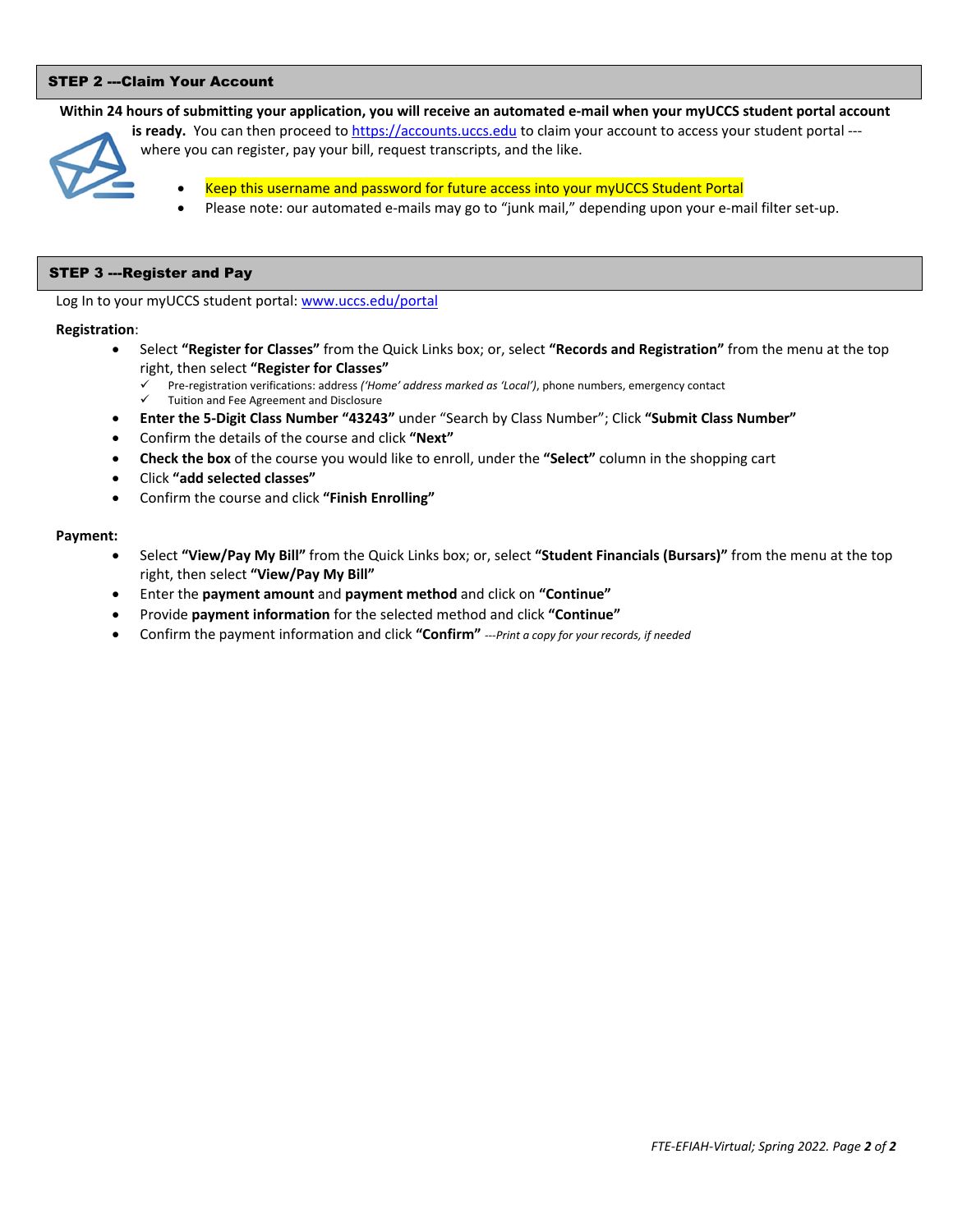## STEP 2 ---Claim Your Account

**Within 24 hours of submitting your application, you will receive an automated e-mail when your myUCCS student portal account is ready.** You can then proceed to https://accounts.uccs.edu to claim your account to access your student portal --- where you can register, pay your bill, request transcripts, and the like.

- Keep this username and password for future access into your myUCCS Student Portal
- Please note: our automated e-mails may go to "junk mail," depending upon your e-mail filter set-up.

## STEP 3 ---Register and Pay

Log In to your myUCCS student portal: www.uccs.edu/portal

**Registration**:

- Select **"Register for Classes"** from the Quick Links box; or, select **"Records and Registration"** from the menu at the top right, then select **"Register for Classes"**
  - ✓ Pre-registration verifications: address *('Home' address marked as 'Local')*, phone numbers, emergency contact
  - ✓ Tuition and Fee Agreement and Disclosure
- **Enter the 5-Digit Class Number "43243"** under "Search by Class Number"; Click **"Submit Class Number"**
- Confirm the details of the course and click **"Next"**
- **Check the box** of the course you would like to enroll, under the **"Select"** column in the shopping cart
- Click **"add selected classes"**
- Confirm the course and click **"Finish Enrolling"**

**Payment:**

- Select **"View/Pay My Bill"** from the Quick Links box; or, select **"Student Financials (Bursars)"** from the menu at the top right, then select **"View/Pay My Bill"**
- Enter the **payment amount** and **payment method** and click on **"Continue"**
- Provide **payment information** for the selected method and click **"Continue"**
- Confirm the payment information and click **"Confirm"** *---Print a copy for your records, if needed*